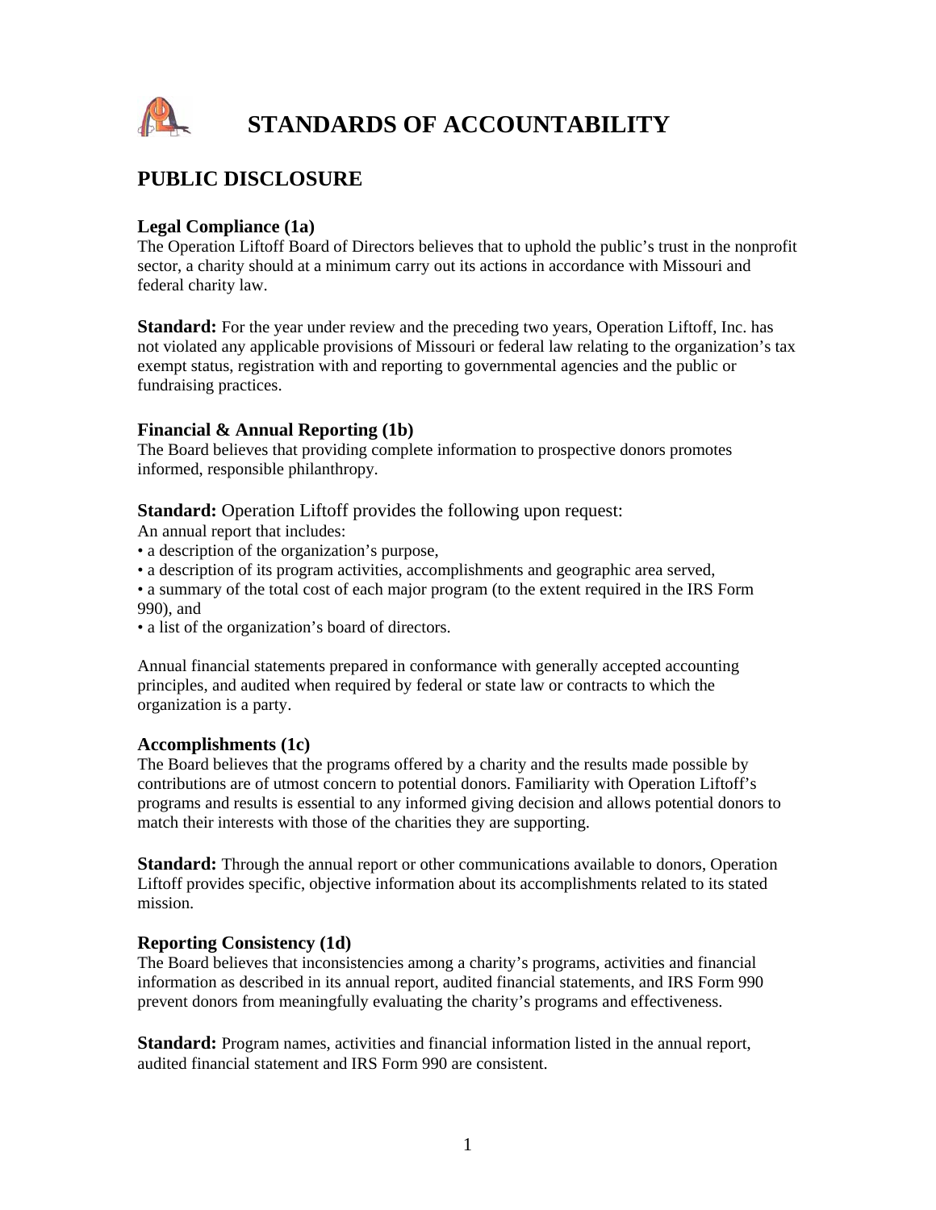# STANDARDS OF ACCOUNTABILITY

## PUBLIC DISCLOSURE

### Legal Compliance (1a)

The Operation Liftoff Board of Directors believes that to uphold the public's trust in the nonprofit sector, a charity should at a minimum carry out its actions in accordance with Missouri and federal charity law.

**Standard:** For the year under review and the preceding two years, Operation Liftoff, Inc. has not violated any applicable provisions of Missouri or federal law relating to the organization's tax exempt status, registration with and reporting to governmental agencies and the public or fundraising practices.

### Financial & Annual Reporting (1b)

The Board believes that providing complete information to prospective donors promotes informed, responsible philanthropy.

**Standard:** Operation Liftoff provides the following upon request:

An annual report that includes:

- a description of the organization's purpose,
- a description of its program activities, accomplishments and geographic area served,
- a summary of the total cost of each major program (to the extent required in the IRS Form 990), and
- a list of the organization's board of directors.

Annual financial statements prepared in conformance with generally accepted accounting principles, and audited when required by federal or state law or contracts to which the organization is a party.

### Accomplishments (1c)

The Board believes that the programs offered by a charity and the results made possible by contributions are of utmost concern to potential donors. Familiarity with Operation Liftoff's programs and results is essential to any informed giving decision and allows potential donors to match their interests with those of the charities they are supporting.

**Standard:** Through the annual report or other communications available to donors, Operation Liftoff provides specific, objective information about its accomplishments related to its stated mission.

### Reporting Consistency (1d)

The Board believes that inconsistencies among a charity's programs, activities and financial information as described in its annual report, audited financial statements, and IRS Form 990 prevent donors from meaningfully evaluating the charity's programs and effectiveness.

**Standard:** Program names, activities and financial information listed in the annual report, audited financial statement and IRS Form 990 are consistent.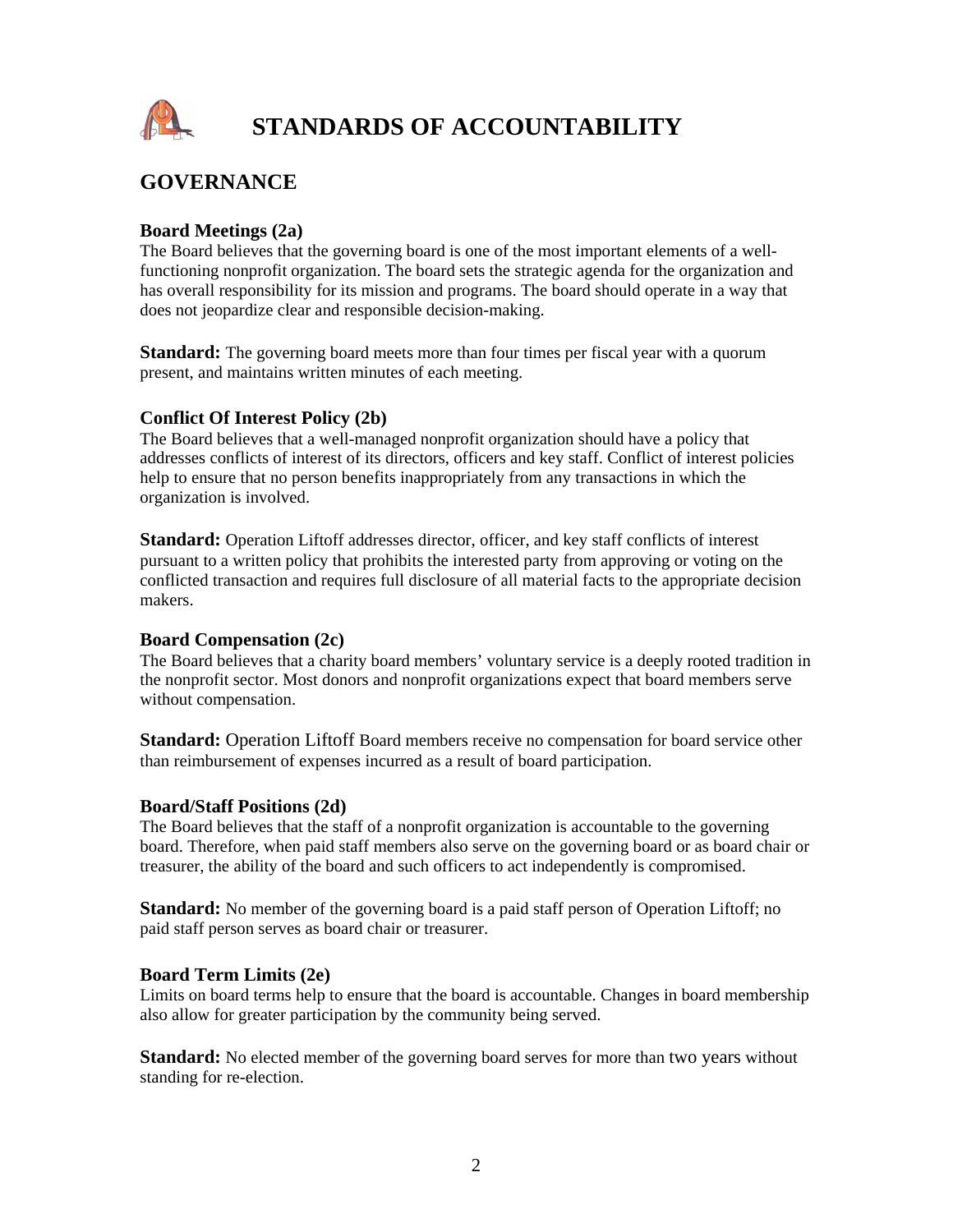# STANDARDS OF ACCOUNTABILITY

## GOVERNANCE

### Board Meetings (2a)

The Board believes that the governing board is one of the most important elements of a well-functioning nonprofit organization. The board sets the strategic agenda for the organization and has overall responsibility for its mission and programs. The board should operate in a way that does not jeopardize clear and responsible decision-making.

**Standard:** The governing board meets more than four times per fiscal year with a quorum present, and maintains written minutes of each meeting.

### Conflict Of Interest Policy (2b)

The Board believes that a well-managed nonprofit organization should have a policy that addresses conflicts of interest of its directors, officers and key staff. Conflict of interest policies help to ensure that no person benefits inappropriately from any transactions in which the organization is involved.

**Standard:** Operation Liftoff addresses director, officer, and key staff conflicts of interest pursuant to a written policy that prohibits the interested party from approving or voting on the conflicted transaction and requires full disclosure of all material facts to the appropriate decision makers.

### Board Compensation (2c)

The Board believes that a charity board members' voluntary service is a deeply rooted tradition in the nonprofit sector. Most donors and nonprofit organizations expect that board members serve without compensation.

**Standard:** Operation Liftoff Board members receive no compensation for board service other than reimbursement of expenses incurred as a result of board participation.

### Board/Staff Positions (2d)

The Board believes that the staff of a nonprofit organization is accountable to the governing board. Therefore, when paid staff members also serve on the governing board or as board chair or treasurer, the ability of the board and such officers to act independently is compromised.

**Standard:** No member of the governing board is a paid staff person of Operation Liftoff; no paid staff person serves as board chair or treasurer.

### Board Term Limits (2e)

Limits on board terms help to ensure that the board is accountable. Changes in board membership also allow for greater participation by the community being served.

**Standard:** No elected member of the governing board serves for more than two years without standing for re-election.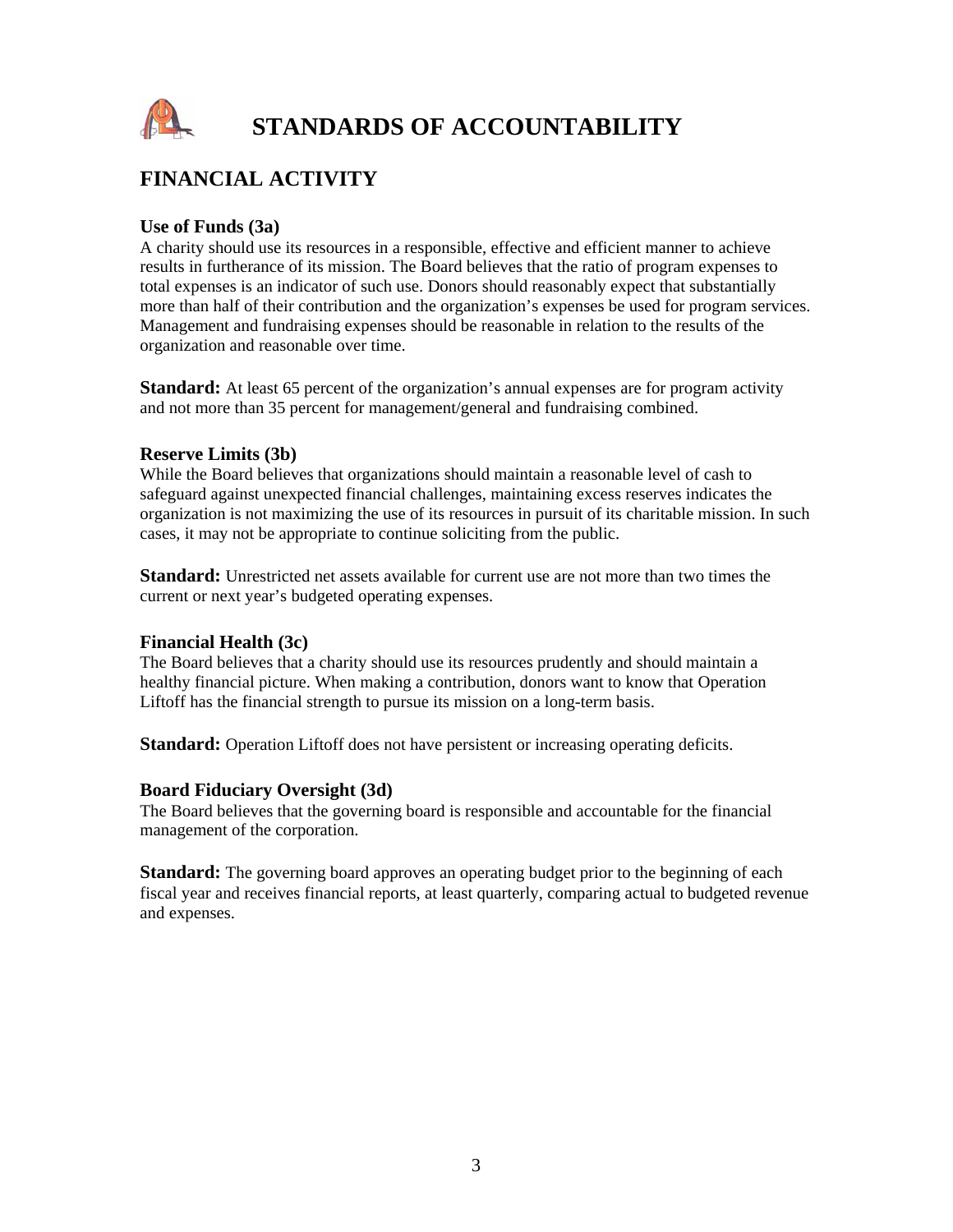# STANDARDS OF ACCOUNTABILITY

## FINANCIAL ACTIVITY

### Use of Funds (3a)

A charity should use its resources in a responsible, effective and efficient manner to achieve results in furtherance of its mission. The Board believes that the ratio of program expenses to total expenses is an indicator of such use. Donors should reasonably expect that substantially more than half of their contribution and the organization's expenses be used for program services. Management and fundraising expenses should be reasonable in relation to the results of the organization and reasonable over time.

**Standard:** At least 65 percent of the organization's annual expenses are for program activity and not more than 35 percent for management/general and fundraising combined.

### Reserve Limits (3b)

While the Board believes that organizations should maintain a reasonable level of cash to safeguard against unexpected financial challenges, maintaining excess reserves indicates the organization is not maximizing the use of its resources in pursuit of its charitable mission. In such cases, it may not be appropriate to continue soliciting from the public.

**Standard:** Unrestricted net assets available for current use are not more than two times the current or next year's budgeted operating expenses.

### Financial Health (3c)

The Board believes that a charity should use its resources prudently and should maintain a healthy financial picture. When making a contribution, donors want to know that Operation Liftoff has the financial strength to pursue its mission on a long-term basis.

**Standard:** Operation Liftoff does not have persistent or increasing operating deficits.

### Board Fiduciary Oversight (3d)

The Board believes that the governing board is responsible and accountable for the financial management of the corporation.

**Standard:** The governing board approves an operating budget prior to the beginning of each fiscal year and receives financial reports, at least quarterly, comparing actual to budgeted revenue and expenses.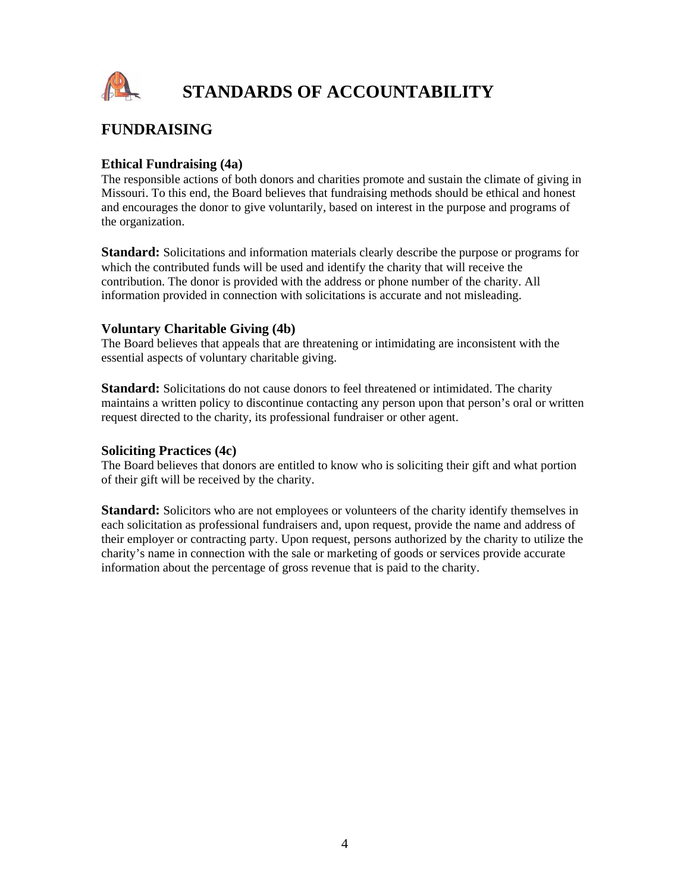# STANDARDS OF ACCOUNTABILITY

## FUNDRAISING

### Ethical Fundraising (4a)

The responsible actions of both donors and charities promote and sustain the climate of giving in Missouri. To this end, the Board believes that fundraising methods should be ethical and honest and encourages the donor to give voluntarily, based on interest in the purpose and programs of the organization.

**Standard:** Solicitations and information materials clearly describe the purpose or programs for which the contributed funds will be used and identify the charity that will receive the contribution. The donor is provided with the address or phone number of the charity. All information provided in connection with solicitations is accurate and not misleading.

### Voluntary Charitable Giving (4b)

The Board believes that appeals that are threatening or intimidating are inconsistent with the essential aspects of voluntary charitable giving.

**Standard:** Solicitations do not cause donors to feel threatened or intimidated. The charity maintains a written policy to discontinue contacting any person upon that person's oral or written request directed to the charity, its professional fundraiser or other agent.

### Soliciting Practices (4c)

The Board believes that donors are entitled to know who is soliciting their gift and what portion of their gift will be received by the charity.

**Standard:** Solicitors who are not employees or volunteers of the charity identify themselves in each solicitation as professional fundraisers and, upon request, provide the name and address of their employer or contracting party. Upon request, persons authorized by the charity to utilize the charity's name in connection with the sale or marketing of goods or services provide accurate information about the percentage of gross revenue that is paid to the charity.